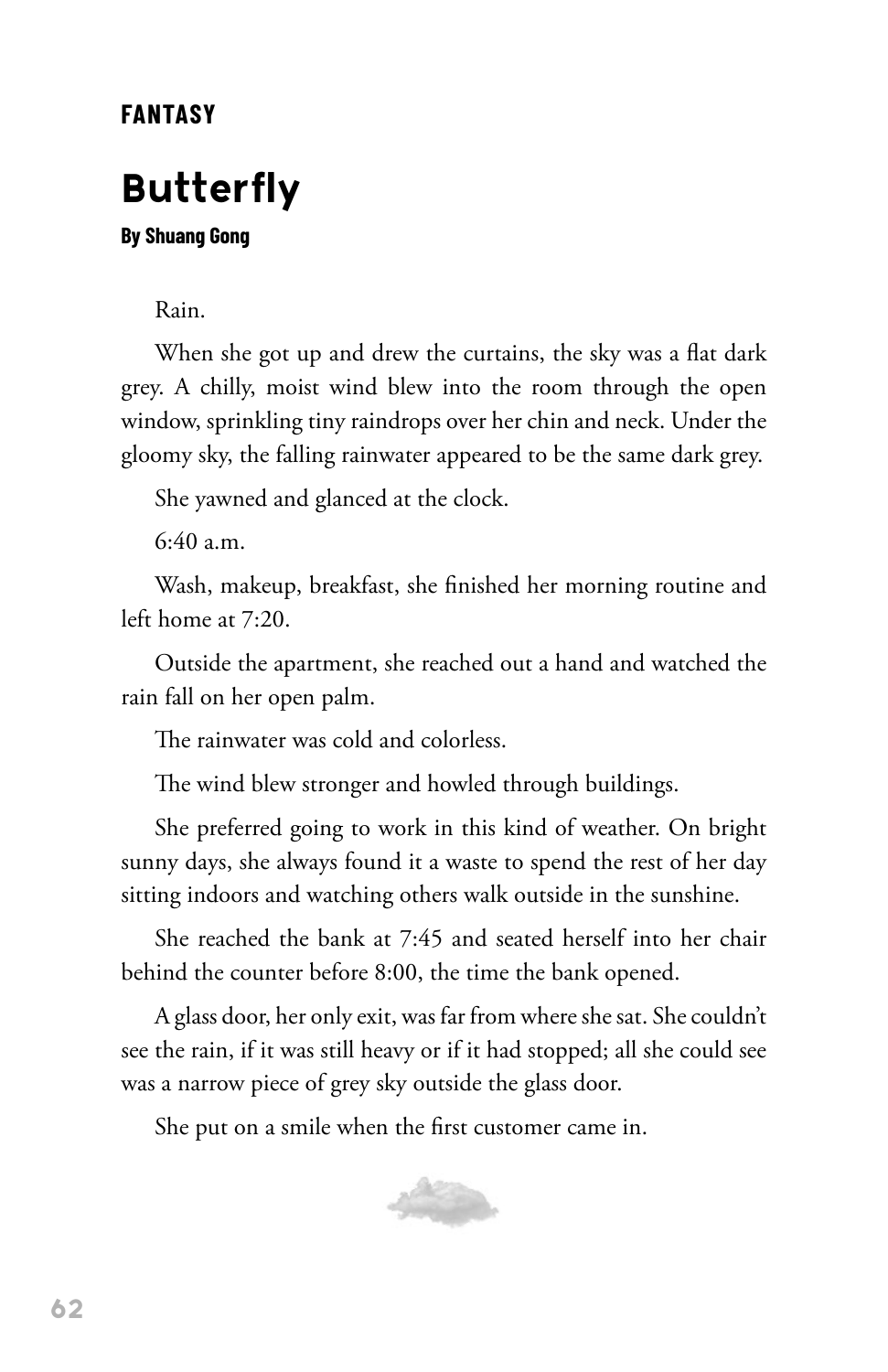**FANTASY**

# Butterfly

**By Shuang Gong**

Rain.

When she got up and drew the curtains, the sky was a flat dark grey. A chilly, moist wind blew into the room through the open window, sprinkling tiny raindrops over her chin and neck. Under the gloomy sky, the falling rainwater appeared to be the same dark grey.

She yawned and glanced at the clock.

6:40 a.m.

Wash, makeup, breakfast, she finished her morning routine and left home at 7:20.

Outside the apartment, she reached out a hand and watched the rain fall on her open palm.

The rainwater was cold and colorless.

The wind blew stronger and howled through buildings.

She preferred going to work in this kind of weather. On bright sunny days, she always found it a waste to spend the rest of her day sitting indoors and watching others walk outside in the sunshine.

She reached the bank at 7:45 and seated herself into her chair behind the counter before 8:00, the time the bank opened.

A glass door, her only exit, was far from where she sat. She couldn't see the rain, if it was still heavy or if it had stopped; all she could see was a narrow piece of grey sky outside the glass door.

She put on a smile when the first customer came in.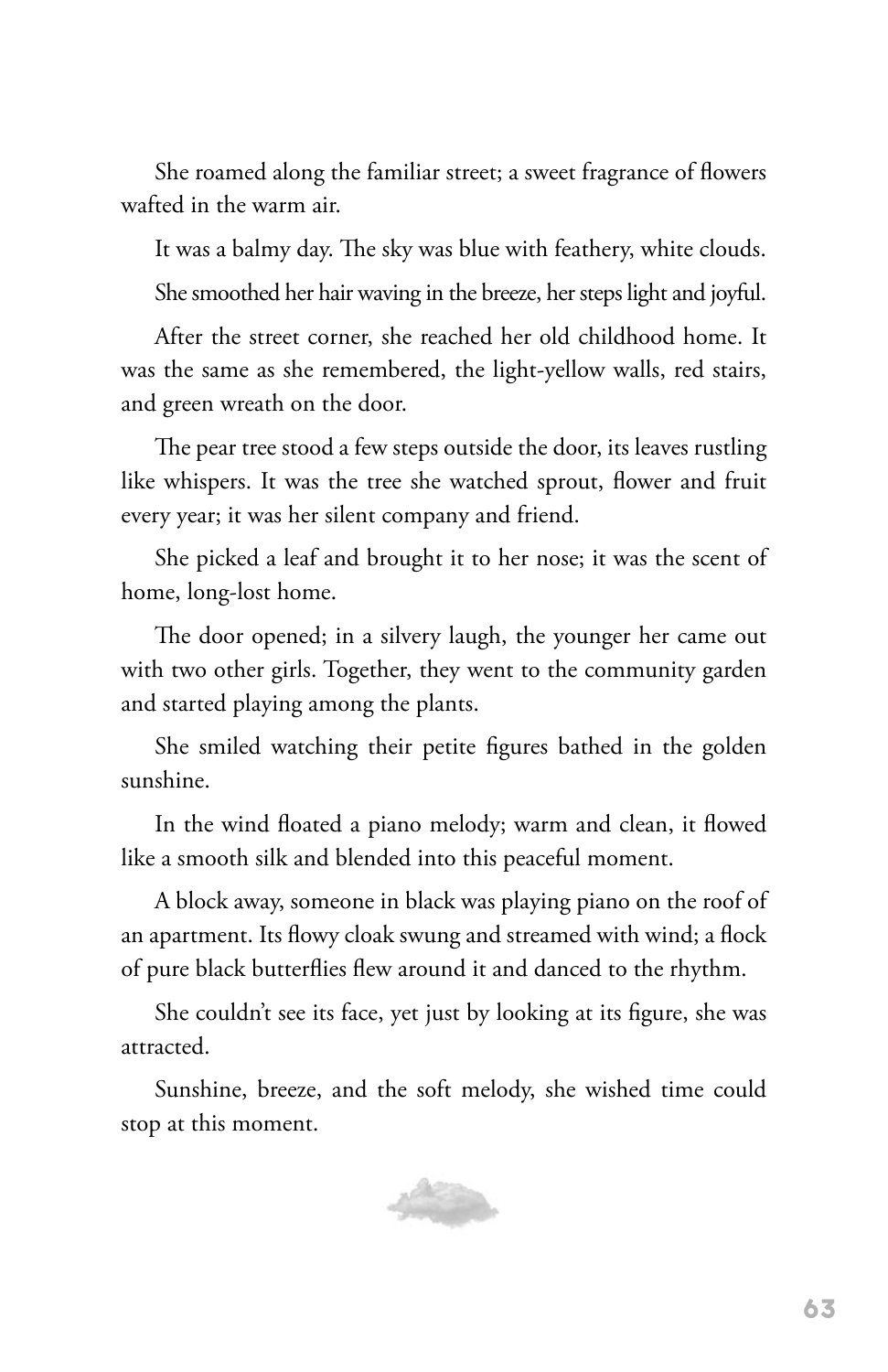She roamed along the familiar street; a sweet fragrance of flowers wafted in the warm air.

It was a balmy day. The sky was blue with feathery, white clouds.

She smoothed her hair waving in the breeze, her steps light and joyful.

After the street corner, she reached her old childhood home. It was the same as she remembered, the light-yellow walls, red stairs, and green wreath on the door.

The pear tree stood a few steps outside the door, its leaves rustling like whispers. It was the tree she watched sprout, flower and fruit every year; it was her silent company and friend.

She picked a leaf and brought it to her nose; it was the scent of home, long-lost home.

The door opened; in a silvery laugh, the younger her came out with two other girls. Together, they went to the community garden and started playing among the plants.

She smiled watching their petite figures bathed in the golden sunshine.

In the wind floated a piano melody; warm and clean, it flowed like a smooth silk and blended into this peaceful moment.

A block away, someone in black was playing piano on the roof of an apartment. Its flowy cloak swung and streamed with wind; a flock of pure black butterflies flew around it and danced to the rhythm.

She couldn't see its face, yet just by looking at its figure, she was attracted.

Sunshine, breeze, and the soft melody, she wished time could stop at this moment.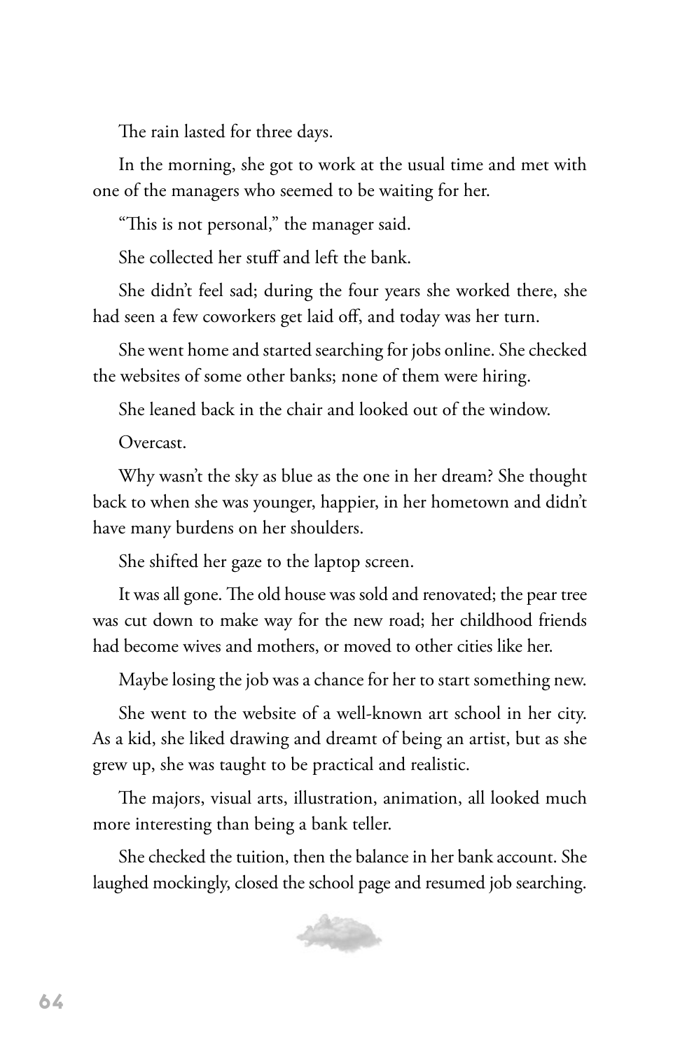The rain lasted for three days.

In the morning, she got to work at the usual time and met with one of the managers who seemed to be waiting for her.

"This is not personal," the manager said.

She collected her stuff and left the bank.

She didn't feel sad; during the four years she worked there, she had seen a few coworkers get laid off, and today was her turn.

She went home and started searching for jobs online. She checked the websites of some other banks; none of them were hiring.

She leaned back in the chair and looked out of the window.

Overcast.

Why wasn't the sky as blue as the one in her dream? She thought back to when she was younger, happier, in her hometown and didn't have many burdens on her shoulders.

She shifted her gaze to the laptop screen.

It was all gone. The old house was sold and renovated; the pear tree was cut down to make way for the new road; her childhood friends had become wives and mothers, or moved to other cities like her.

Maybe losing the job was a chance for her to start something new.

She went to the website of a well-known art school in her city. As a kid, she liked drawing and dreamt of being an artist, but as she grew up, she was taught to be practical and realistic.

The majors, visual arts, illustration, animation, all looked much more interesting than being a bank teller.

She checked the tuition, then the balance in her bank account. She laughed mockingly, closed the school page and resumed job searching.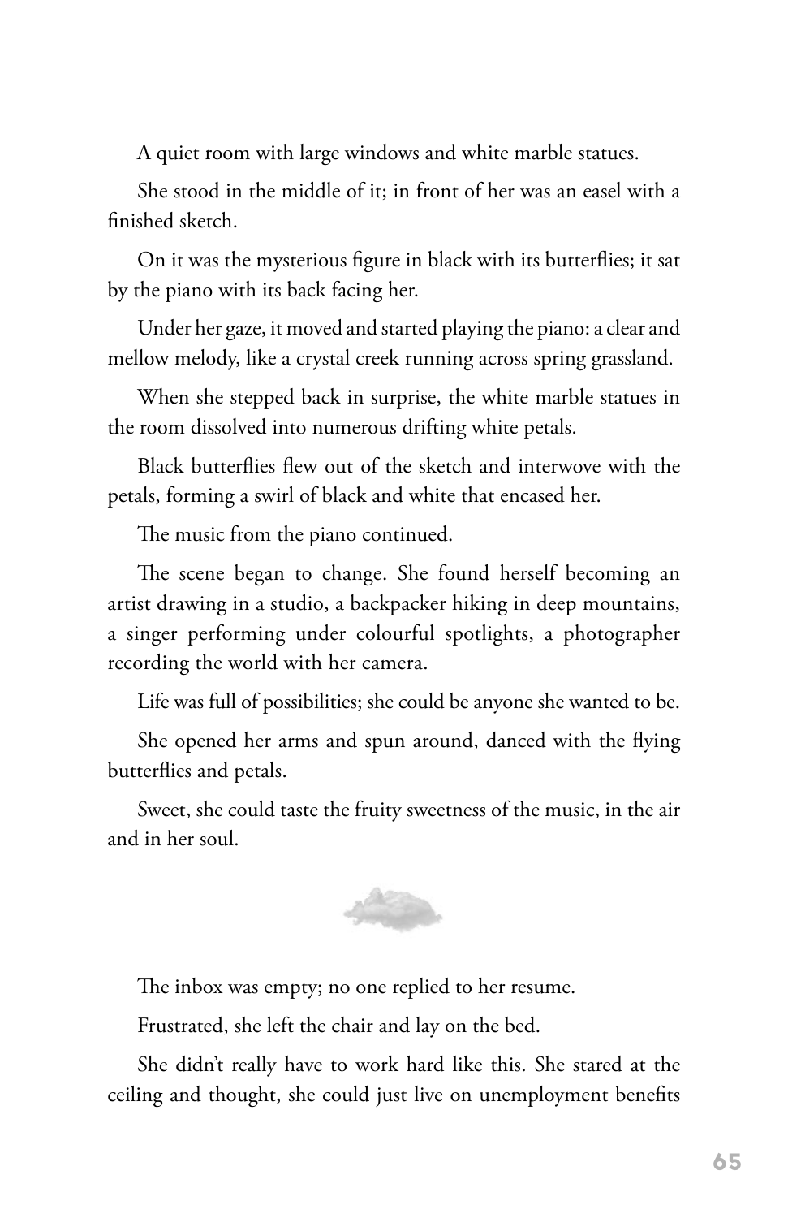A quiet room with large windows and white marble statues.

She stood in the middle of it; in front of her was an easel with a finished sketch.

On it was the mysterious figure in black with its butterflies; it sat by the piano with its back facing her.

Under her gaze, it moved and started playing the piano: a clear and mellow melody, like a crystal creek running across spring grassland.

When she stepped back in surprise, the white marble statues in the room dissolved into numerous drifting white petals.

Black butterflies flew out of the sketch and interwove with the petals, forming a swirl of black and white that encased her.

The music from the piano continued.

The scene began to change. She found herself becoming an artist drawing in a studio, a backpacker hiking in deep mountains, a singer performing under colourful spotlights, a photographer recording the world with her camera.

Life was full of possibilities; she could be anyone she wanted to be.

She opened her arms and spun around, danced with the flying butterflies and petals.

Sweet, she could taste the fruity sweetness of the music, in the air and in her soul.

---

The inbox was empty; no one replied to her resume.

Frustrated, she left the chair and lay on the bed.

She didn't really have to work hard like this. She stared at the ceiling and thought, she could just live on unemployment benefits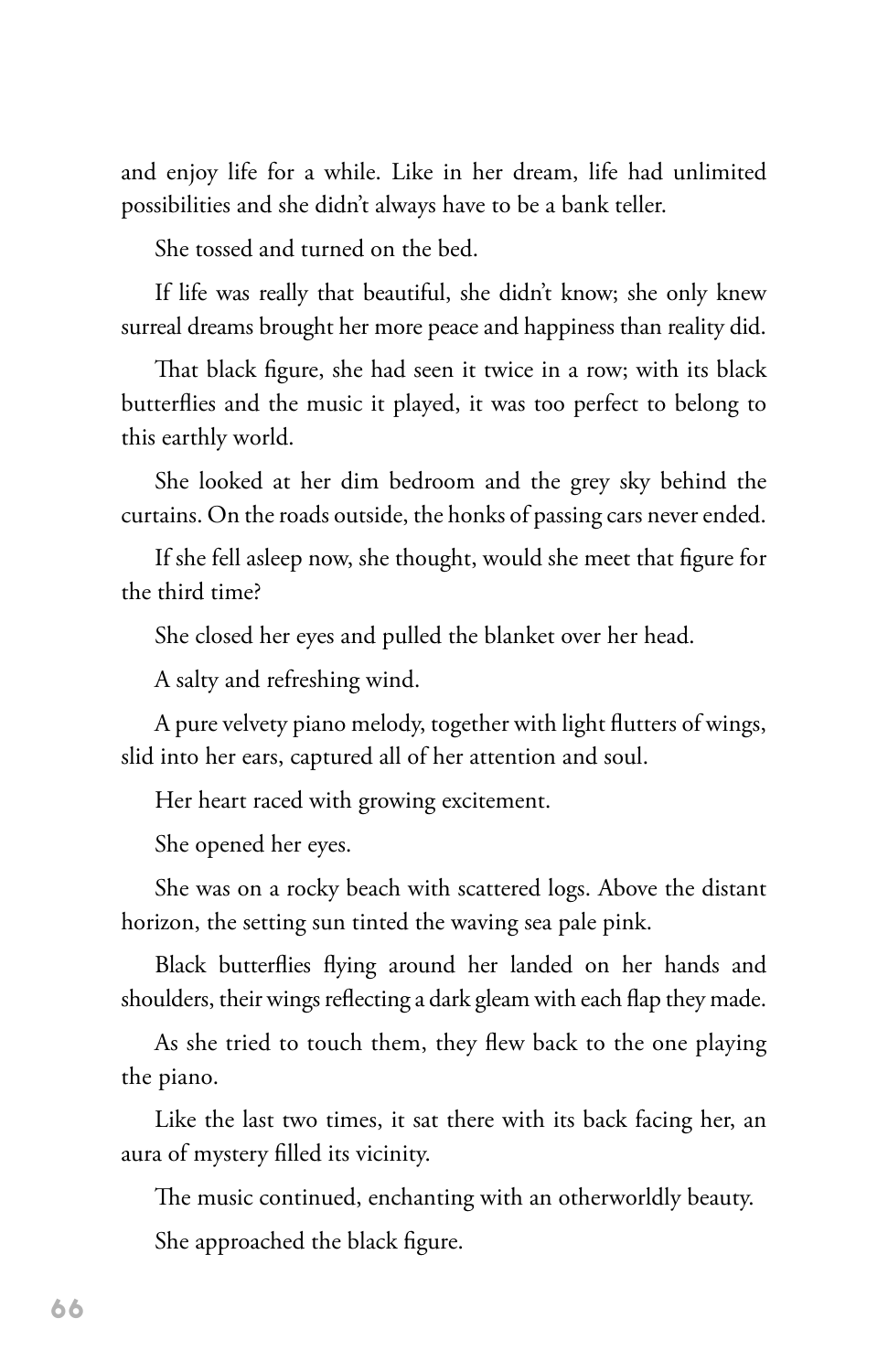and enjoy life for a while. Like in her dream, life had unlimited possibilities and she didn't always have to be a bank teller.

She tossed and turned on the bed.

If life was really that beautiful, she didn't know; she only knew surreal dreams brought her more peace and happiness than reality did.

That black figure, she had seen it twice in a row; with its black butterflies and the music it played, it was too perfect to belong to this earthly world.

She looked at her dim bedroom and the grey sky behind the curtains. On the roads outside, the honks of passing cars never ended.

If she fell asleep now, she thought, would she meet that figure for the third time?

She closed her eyes and pulled the blanket over her head.

A salty and refreshing wind.

A pure velvety piano melody, together with light flutters of wings, slid into her ears, captured all of her attention and soul.

Her heart raced with growing excitement.

She opened her eyes.

She was on a rocky beach with scattered logs. Above the distant horizon, the setting sun tinted the waving sea pale pink.

Black butterflies flying around her landed on her hands and shoulders, their wings reflecting a dark gleam with each flap they made.

As she tried to touch them, they flew back to the one playing the piano.

Like the last two times, it sat there with its back facing her, an aura of mystery filled its vicinity.

The music continued, enchanting with an otherworldly beauty.

She approached the black figure.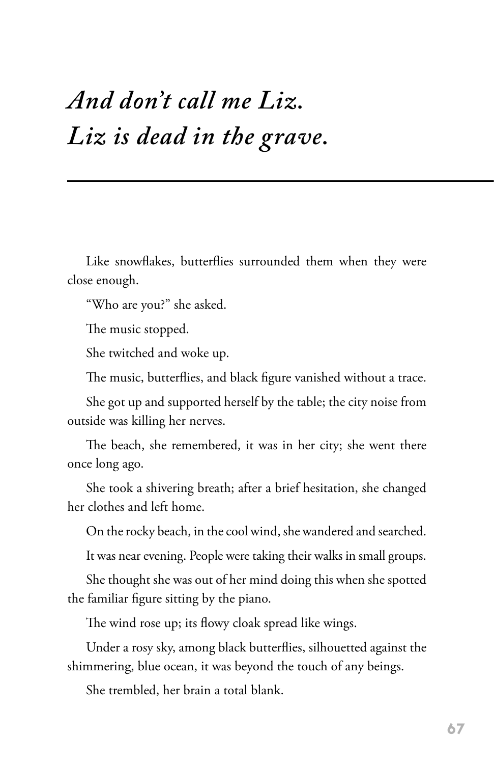# *And don't call me Liz.*
# *Liz is dead in the grave.*

---

Like snowflakes, butterflies surrounded them when they were close enough.

"Who are you?" she asked.

The music stopped.

She twitched and woke up.

The music, butterflies, and black figure vanished without a trace.

She got up and supported herself by the table; the city noise from outside was killing her nerves.

The beach, she remembered, it was in her city; she went there once long ago.

She took a shivering breath; after a brief hesitation, she changed her clothes and left home.

On the rocky beach, in the cool wind, she wandered and searched.

It was near evening. People were taking their walks in small groups.

She thought she was out of her mind doing this when she spotted the familiar figure sitting by the piano.

The wind rose up; its flowy cloak spread like wings.

Under a rosy sky, among black butterflies, silhouetted against the shimmering, blue ocean, it was beyond the touch of any beings.

She trembled, her brain a total blank.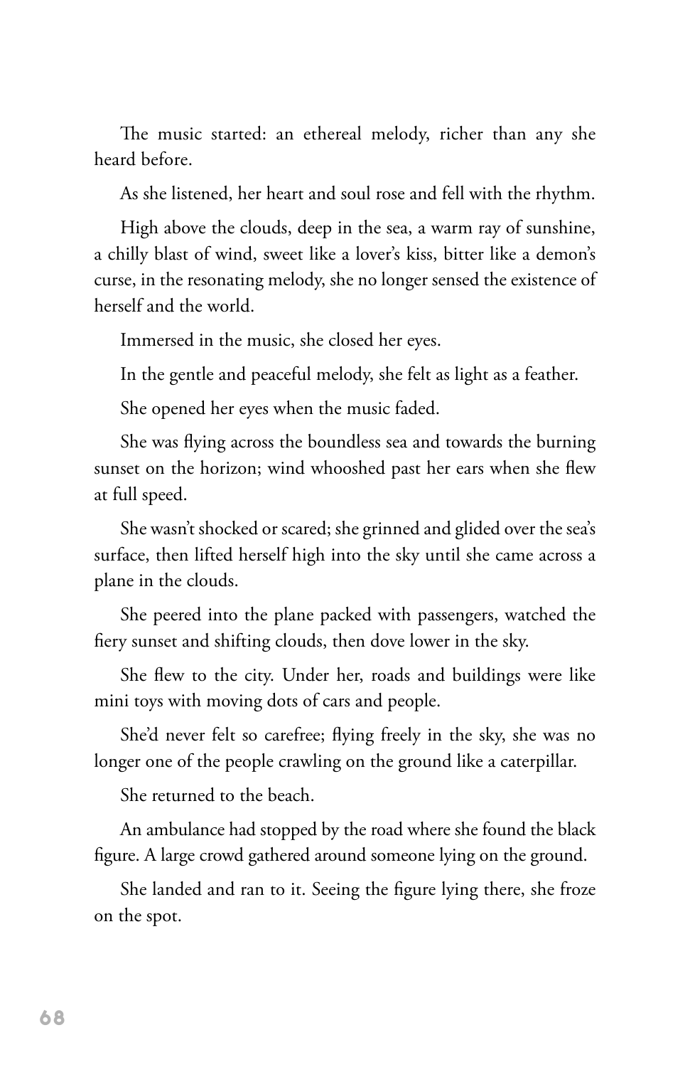The music started: an ethereal melody, richer than any she heard before.

As she listened, her heart and soul rose and fell with the rhythm.

High above the clouds, deep in the sea, a warm ray of sunshine, a chilly blast of wind, sweet like a lover's kiss, bitter like a demon's curse, in the resonating melody, she no longer sensed the existence of herself and the world.

Immersed in the music, she closed her eyes.

In the gentle and peaceful melody, she felt as light as a feather.

She opened her eyes when the music faded.

She was flying across the boundless sea and towards the burning sunset on the horizon; wind whooshed past her ears when she flew at full speed.

She wasn't shocked or scared; she grinned and glided over the sea's surface, then lifted herself high into the sky until she came across a plane in the clouds.

She peered into the plane packed with passengers, watched the fiery sunset and shifting clouds, then dove lower in the sky.

She flew to the city. Under her, roads and buildings were like mini toys with moving dots of cars and people.

She'd never felt so carefree; flying freely in the sky, she was no longer one of the people crawling on the ground like a caterpillar.

She returned to the beach.

An ambulance had stopped by the road where she found the black figure. A large crowd gathered around someone lying on the ground.

She landed and ran to it. Seeing the figure lying there, she froze on the spot.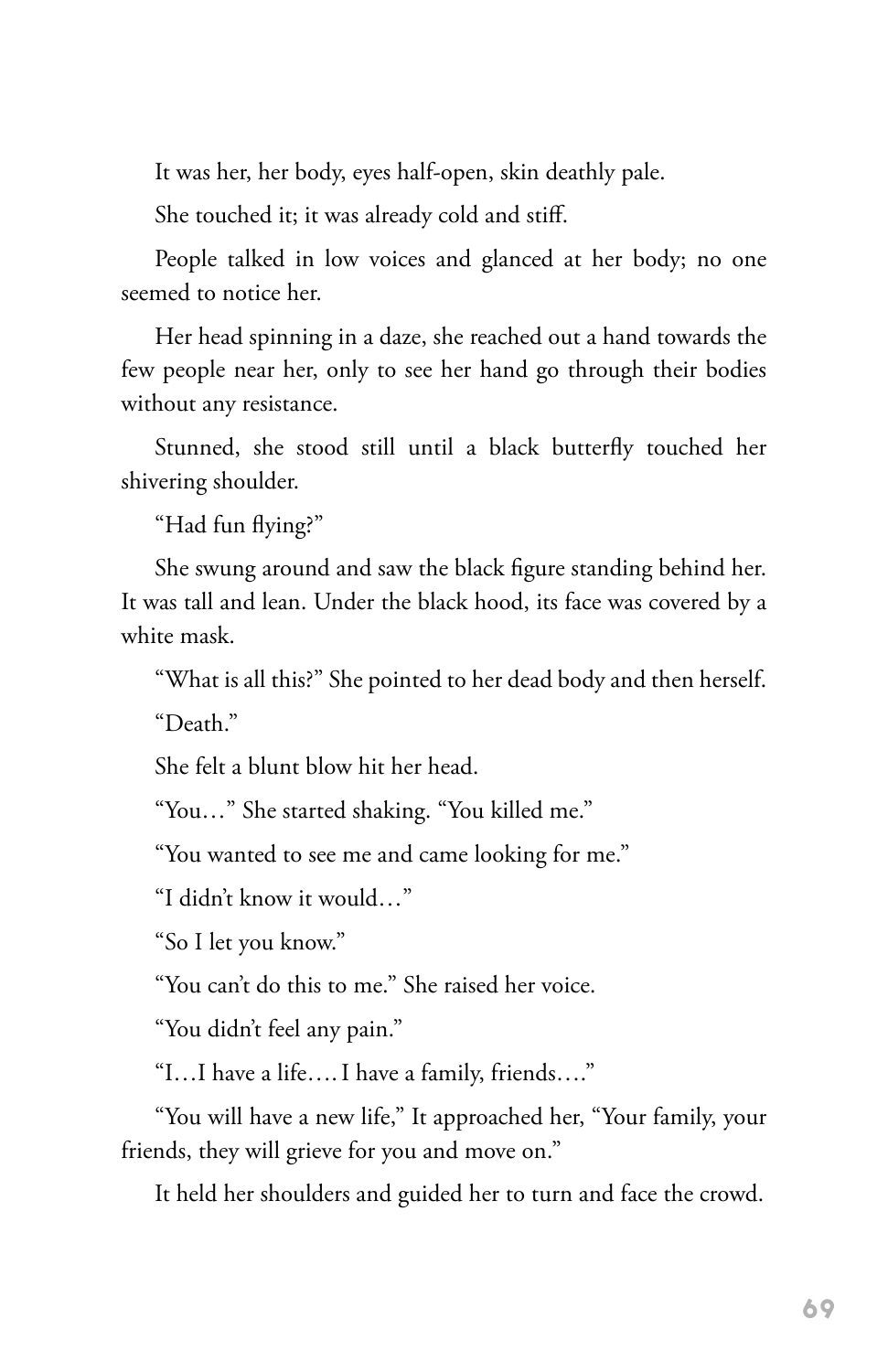It was her, her body, eyes half-open, skin deathly pale.

She touched it; it was already cold and stiff.

People talked in low voices and glanced at her body; no one seemed to notice her.

Her head spinning in a daze, she reached out a hand towards the few people near her, only to see her hand go through their bodies without any resistance.

Stunned, she stood still until a black butterfly touched her shivering shoulder.

"Had fun flying?"

She swung around and saw the black figure standing behind her. It was tall and lean. Under the black hood, its face was covered by a white mask.

"What is all this?" She pointed to her dead body and then herself.

"Death."

She felt a blunt blow hit her head.

"You…" She started shaking. "You killed me."

"You wanted to see me and came looking for me."

"I didn't know it would…"

"So I let you know."

"You can't do this to me." She raised her voice.

"You didn't feel any pain."

"I…I have a life…. I have a family, friends…."

"You will have a new life," It approached her, "Your family, your friends, they will grieve for you and move on."

It held her shoulders and guided her to turn and face the crowd.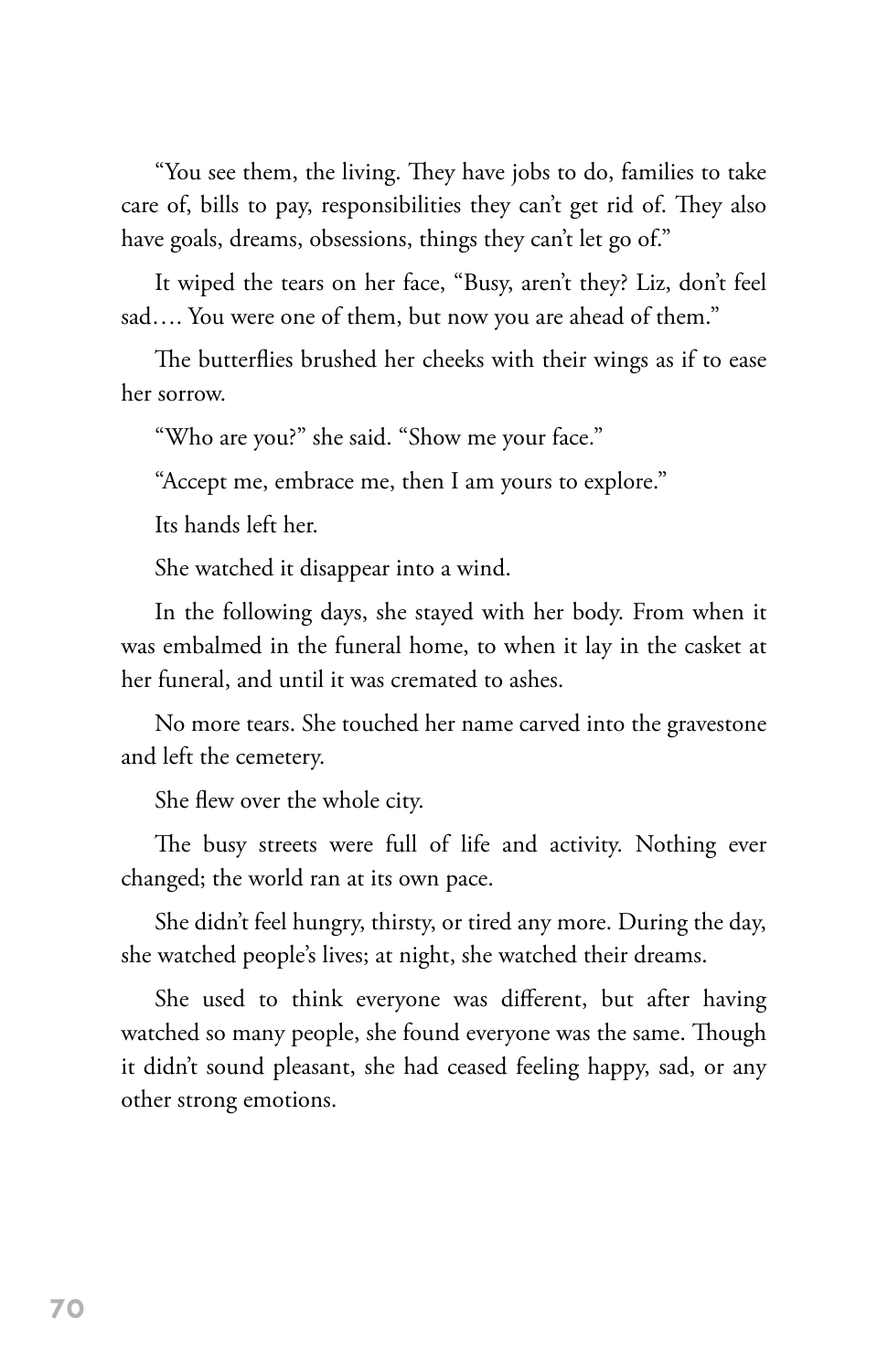"You see them, the living. They have jobs to do, families to take care of, bills to pay, responsibilities they can't get rid of. They also have goals, dreams, obsessions, things they can't let go of."

It wiped the tears on her face, "Busy, aren't they? Liz, don't feel sad…. You were one of them, but now you are ahead of them."

The butterflies brushed her cheeks with their wings as if to ease her sorrow.

"Who are you?" she said. "Show me your face."

"Accept me, embrace me, then I am yours to explore."

Its hands left her.

She watched it disappear into a wind.

In the following days, she stayed with her body. From when it was embalmed in the funeral home, to when it lay in the casket at her funeral, and until it was cremated to ashes.

No more tears. She touched her name carved into the gravestone and left the cemetery.

She flew over the whole city.

The busy streets were full of life and activity. Nothing ever changed; the world ran at its own pace.

She didn't feel hungry, thirsty, or tired any more. During the day, she watched people's lives; at night, she watched their dreams.

She used to think everyone was different, but after having watched so many people, she found everyone was the same. Though it didn't sound pleasant, she had ceased feeling happy, sad, or any other strong emotions.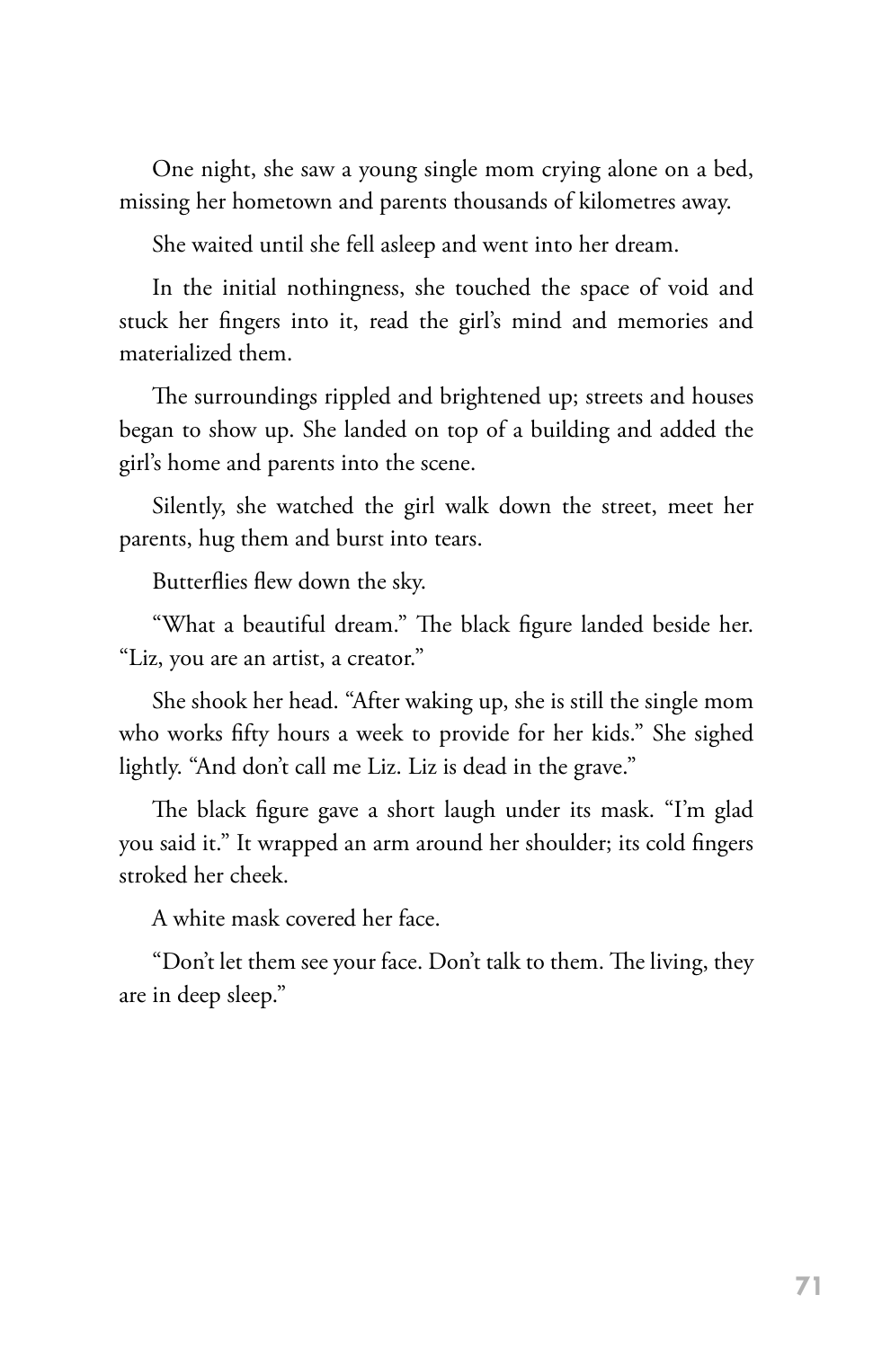One night, she saw a young single mom crying alone on a bed, missing her hometown and parents thousands of kilometres away.

She waited until she fell asleep and went into her dream.

In the initial nothingness, she touched the space of void and stuck her fingers into it, read the girl's mind and memories and materialized them.

The surroundings rippled and brightened up; streets and houses began to show up. She landed on top of a building and added the girl's home and parents into the scene.

Silently, she watched the girl walk down the street, meet her parents, hug them and burst into tears.

Butterflies flew down the sky.

"What a beautiful dream." The black figure landed beside her. "Liz, you are an artist, a creator."

She shook her head. "After waking up, she is still the single mom who works fifty hours a week to provide for her kids." She sighed lightly. "And don't call me Liz. Liz is dead in the grave."

The black figure gave a short laugh under its mask. "I'm glad you said it." It wrapped an arm around her shoulder; its cold fingers stroked her cheek.

A white mask covered her face.

"Don't let them see your face. Don't talk to them. The living, they are in deep sleep."